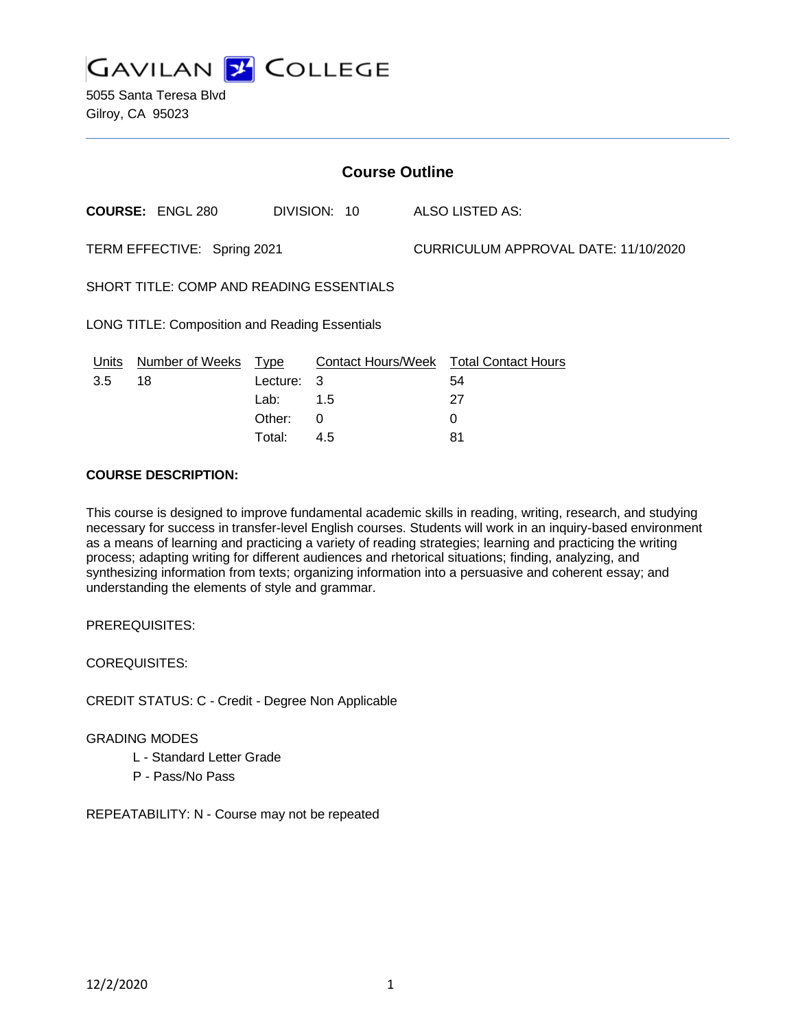# GAVILAN COLLEGE

5055 Santa Teresa Blvd
Gilroy, CA 95023

## Course Outline

**COURSE:** ENGL 280 DIVISION: 10 ALSO LISTED AS:

TERM EFFECTIVE: Spring 2021 CURRICULUM APPROVAL DATE: 11/10/2020

SHORT TITLE: COMP AND READING ESSENTIALS

LONG TITLE: Composition and Reading Essentials

| Units | Number of Weeks | Type | Contact Hours/Week | Total Contact Hours |
|---|---|---|---|---|
| 3.5 | 18 | Lecture: | 3 | 54 |
| | | Lab: | 1.5 | 27 |
| | | Other: | 0 | 0 |
| | | Total: | 4.5 | 81 |

**COURSE DESCRIPTION:**

This course is designed to improve fundamental academic skills in reading, writing, research, and studying necessary for success in transfer-level English courses. Students will work in an inquiry-based environment as a means of learning and practicing a variety of reading strategies; learning and practicing the writing process; adapting writing for different audiences and rhetorical situations; finding, analyzing, and synthesizing information from texts; organizing information into a persuasive and coherent essay; and understanding the elements of style and grammar.

PREREQUISITES:

COREQUISITES:

CREDIT STATUS: C - Credit - Degree Non Applicable

GRADING MODES

- L - Standard Letter Grade
- P - Pass/No Pass

REPEATABILITY: N - Course may not be repeated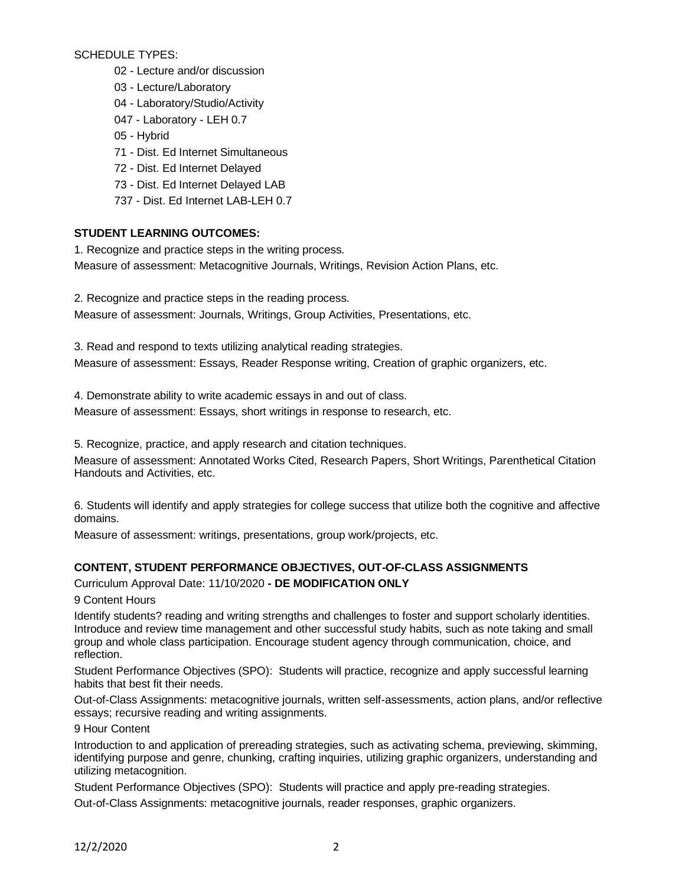SCHEDULE TYPES:

- 02 - Lecture and/or discussion
- 03 - Lecture/Laboratory
- 04 - Laboratory/Studio/Activity
- 047 - Laboratory - LEH 0.7
- 05 - Hybrid
- 71 - Dist. Ed Internet Simultaneous
- 72 - Dist. Ed Internet Delayed
- 73 - Dist. Ed Internet Delayed LAB
- 737 - Dist. Ed Internet LAB-LEH 0.7

**STUDENT LEARNING OUTCOMES:**

1. Recognize and practice steps in the writing process.
Measure of assessment: Metacognitive Journals, Writings, Revision Action Plans, etc.

2. Recognize and practice steps in the reading process.
Measure of assessment: Journals, Writings, Group Activities, Presentations, etc.

3. Read and respond to texts utilizing analytical reading strategies.
Measure of assessment: Essays, Reader Response writing, Creation of graphic organizers, etc.

4. Demonstrate ability to write academic essays in and out of class.
Measure of assessment: Essays, short writings in response to research, etc.

5. Recognize, practice, and apply research and citation techniques.
Measure of assessment: Annotated Works Cited, Research Papers, Short Writings, Parenthetical Citation Handouts and Activities, etc.

6. Students will identify and apply strategies for college success that utilize both the cognitive and affective domains.
Measure of assessment: writings, presentations, group work/projects, etc.

**CONTENT, STUDENT PERFORMANCE OBJECTIVES, OUT-OF-CLASS ASSIGNMENTS**

Curriculum Approval Date: 11/10/2020 **- DE MODIFICATION ONLY**

9 Content Hours

Identify students? reading and writing strengths and challenges to foster and support scholarly identities. Introduce and review time management and other successful study habits, such as note taking and small group and whole class participation. Encourage student agency through communication, choice, and reflection.

Student Performance Objectives (SPO): Students will practice, recognize and apply successful learning habits that best fit their needs.

Out-of-Class Assignments: metacognitive journals, written self-assessments, action plans, and/or reflective essays; recursive reading and writing assignments.

9 Hour Content

Introduction to and application of prereading strategies, such as activating schema, previewing, skimming, identifying purpose and genre, chunking, crafting inquiries, utilizing graphic organizers, understanding and utilizing metacognition.

Student Performance Objectives (SPO): Students will practice and apply pre-reading strategies.

Out-of-Class Assignments: metacognitive journals, reader responses, graphic organizers.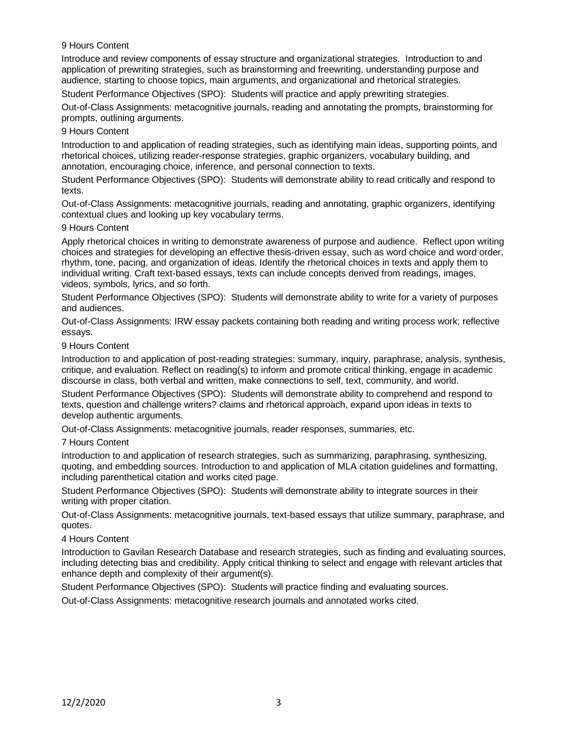9 Hours Content

Introduce and review components of essay structure and organizational strategies. Introduction to and application of prewriting strategies, such as brainstorming and freewriting, understanding purpose and audience, starting to choose topics, main arguments, and organizational and rhetorical strategies.

Student Performance Objectives (SPO): Students will practice and apply prewriting strategies.

Out-of-Class Assignments: metacognitive journals, reading and annotating the prompts, brainstorming for prompts, outlining arguments.

9 Hours Content

Introduction to and application of reading strategies, such as identifying main ideas, supporting points, and rhetorical choices, utilizing reader-response strategies, graphic organizers, vocabulary building, and annotation, encouraging choice, inference, and personal connection to texts.

Student Performance Objectives (SPO): Students will demonstrate ability to read critically and respond to texts.

Out-of-Class Assignments: metacognitive journals, reading and annotating, graphic organizers, identifying contextual clues and looking up key vocabulary terms.

9 Hours Content

Apply rhetorical choices in writing to demonstrate awareness of purpose and audience. Reflect upon writing choices and strategies for developing an effective thesis-driven essay, such as word choice and word order, rhythm, tone, pacing, and organization of ideas. Identify the rhetorical choices in texts and apply them to individual writing. Craft text-based essays, texts can include concepts derived from readings, images, videos, symbols, lyrics, and so forth.

Student Performance Objectives (SPO): Students will demonstrate ability to write for a variety of purposes and audiences.

Out-of-Class Assignments: IRW essay packets containing both reading and writing process work; reflective essays.

9 Hours Content

Introduction to and application of post-reading strategies: summary, inquiry, paraphrase, analysis, synthesis, critique, and evaluation. Reflect on reading(s) to inform and promote critical thinking, engage in academic discourse in class, both verbal and written, make connections to self, text, community, and world.

Student Performance Objectives (SPO): Students will demonstrate ability to comprehend and respond to texts, question and challenge writers? claims and rhetorical approach, expand upon ideas in texts to develop authentic arguments.

Out-of-Class Assignments: metacognitive journals, reader responses, summaries, etc.

7 Hours Content

Introduction to and application of research strategies, such as summarizing, paraphrasing, synthesizing, quoting, and embedding sources. Introduction to and application of MLA citation guidelines and formatting, including parenthetical citation and works cited page.

Student Performance Objectives (SPO): Students will demonstrate ability to integrate sources in their writing with proper citation.

Out-of-Class Assignments: metacognitive journals, text-based essays that utilize summary, paraphrase, and quotes.

4 Hours Content

Introduction to Gavilan Research Database and research strategies, such as finding and evaluating sources, including detecting bias and credibility. Apply critical thinking to select and engage with relevant articles that enhance depth and complexity of their argument(s).

Student Performance Objectives (SPO): Students will practice finding and evaluating sources.

Out-of-Class Assignments: metacognitive research journals and annotated works cited.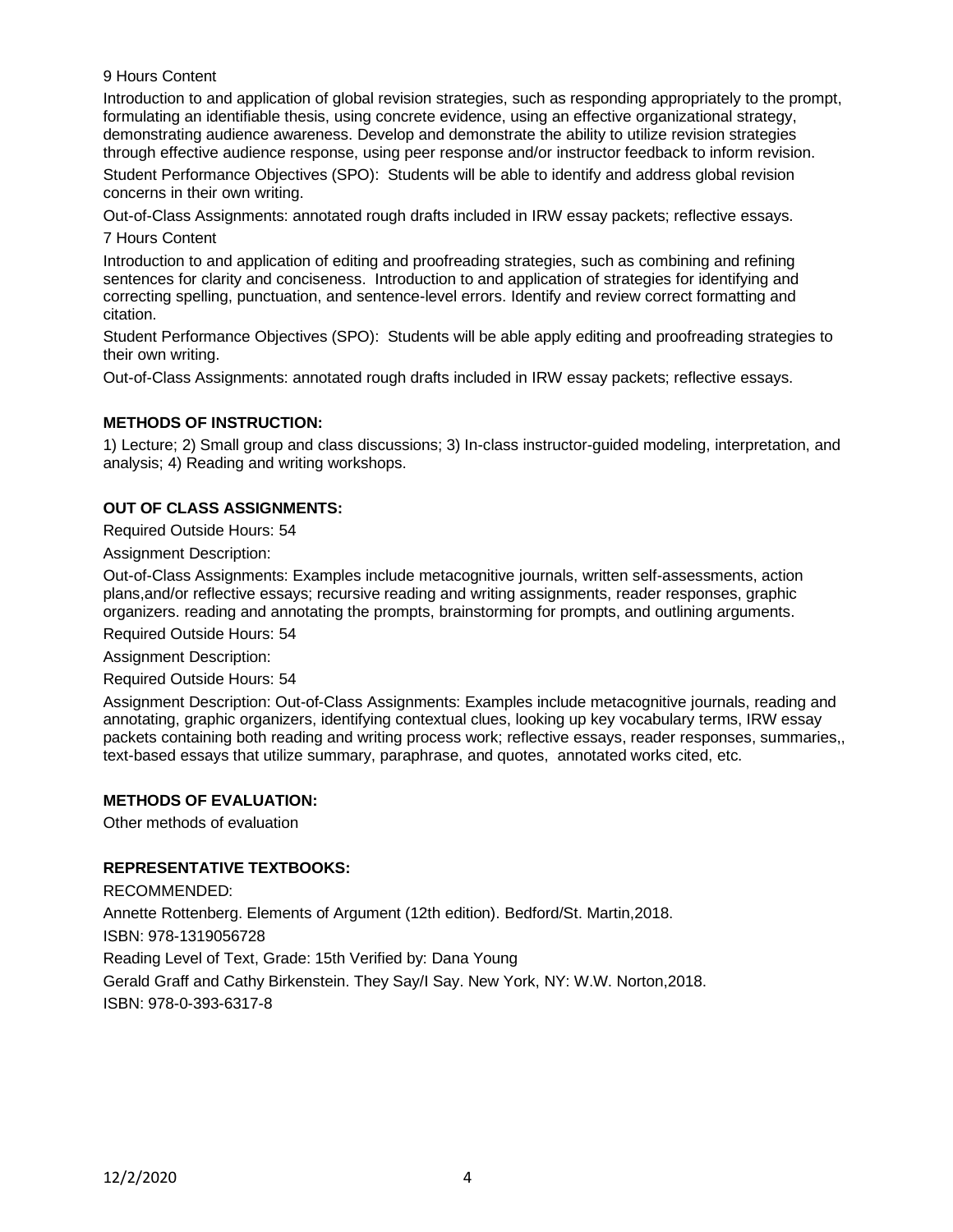9 Hours Content

Introduction to and application of global revision strategies, such as responding appropriately to the prompt, formulating an identifiable thesis, using concrete evidence, using an effective organizational strategy, demonstrating audience awareness. Develop and demonstrate the ability to utilize revision strategies through effective audience response, using peer response and/or instructor feedback to inform revision.

Student Performance Objectives (SPO): Students will be able to identify and address global revision concerns in their own writing.

Out-of-Class Assignments: annotated rough drafts included in IRW essay packets; reflective essays.

7 Hours Content

Introduction to and application of editing and proofreading strategies, such as combining and refining sentences for clarity and conciseness. Introduction to and application of strategies for identifying and correcting spelling, punctuation, and sentence-level errors. Identify and review correct formatting and citation.

Student Performance Objectives (SPO): Students will be able apply editing and proofreading strategies to their own writing.

Out-of-Class Assignments: annotated rough drafts included in IRW essay packets; reflective essays.

**METHODS OF INSTRUCTION:**

1) Lecture; 2) Small group and class discussions; 3) In-class instructor-guided modeling, interpretation, and analysis; 4) Reading and writing workshops.

**OUT OF CLASS ASSIGNMENTS:**

Required Outside Hours: 54

Assignment Description:

Out-of-Class Assignments: Examples include metacognitive journals, written self-assessments, action plans,and/or reflective essays; recursive reading and writing assignments, reader responses, graphic organizers. reading and annotating the prompts, brainstorming for prompts, and outlining arguments.

Required Outside Hours: 54

Assignment Description:

Required Outside Hours: 54

Assignment Description: Out-of-Class Assignments: Examples include metacognitive journals, reading and annotating, graphic organizers, identifying contextual clues, looking up key vocabulary terms, IRW essay packets containing both reading and writing process work; reflective essays, reader responses, summaries,, text-based essays that utilize summary, paraphrase, and quotes, annotated works cited, etc.

**METHODS OF EVALUATION:**

Other methods of evaluation

**REPRESENTATIVE TEXTBOOKS:**

RECOMMENDED:

Annette Rottenberg. Elements of Argument (12th edition). Bedford/St. Martin,2018.

ISBN: 978-1319056728

Reading Level of Text, Grade: 15th Verified by: Dana Young

Gerald Graff and Cathy Birkenstein. They Say/I Say. New York, NY: W.W. Norton,2018.

ISBN: 978-0-393-6317-8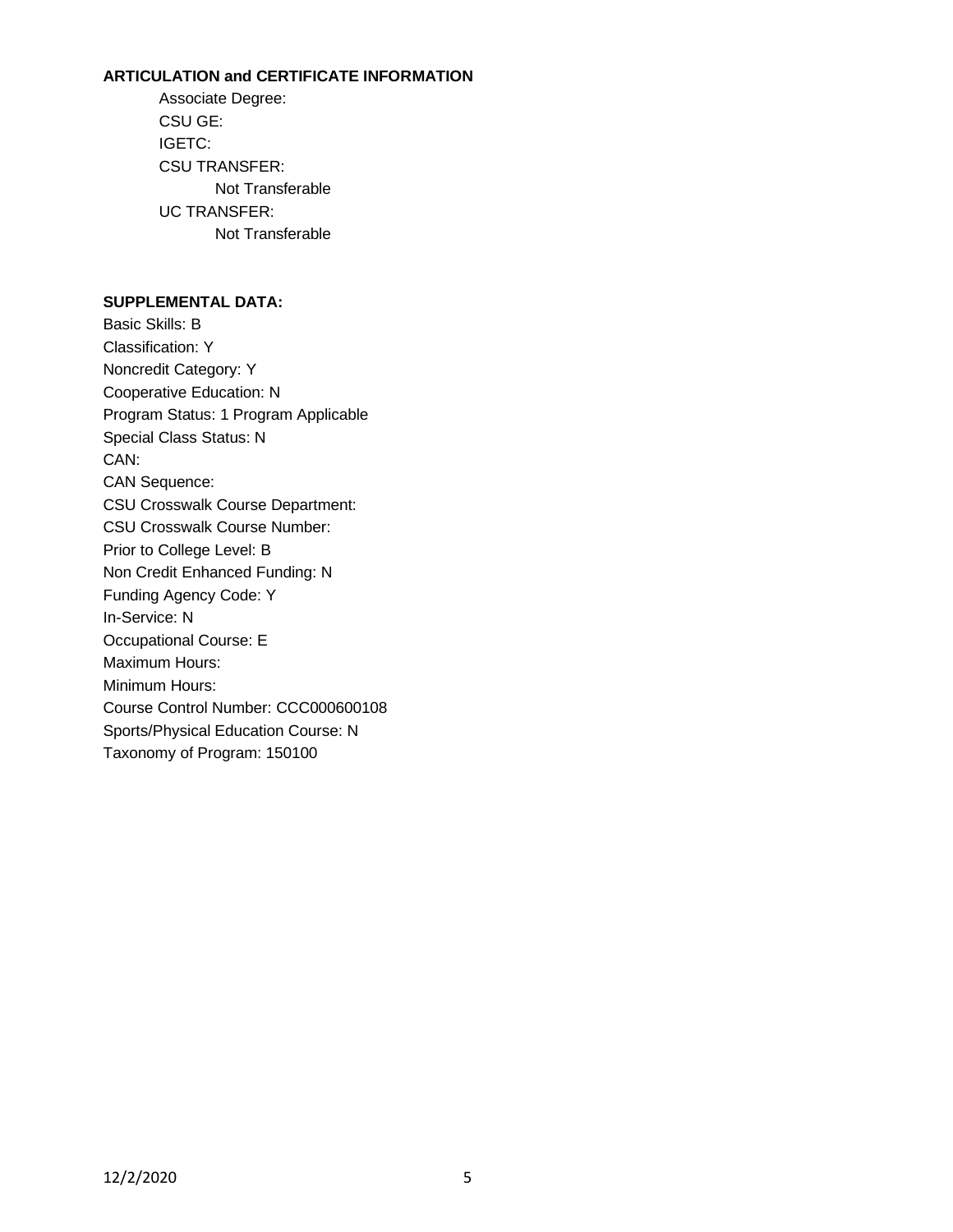**ARTICULATION and CERTIFICATE INFORMATION**

Associate Degree:

CSU GE:

IGETC:

CSU TRANSFER:

Not Transferable

UC TRANSFER:

Not Transferable

**SUPPLEMENTAL DATA:**

Basic Skills: B

Classification: Y

Noncredit Category: Y

Cooperative Education: N

Program Status: 1 Program Applicable

Special Class Status: N

CAN:

CAN Sequence:

CSU Crosswalk Course Department:

CSU Crosswalk Course Number:

Prior to College Level: B

Non Credit Enhanced Funding: N

Funding Agency Code: Y

In-Service: N

Occupational Course: E

Maximum Hours:

Minimum Hours:

Course Control Number: CCC000600108

Sports/Physical Education Course: N

Taxonomy of Program: 150100